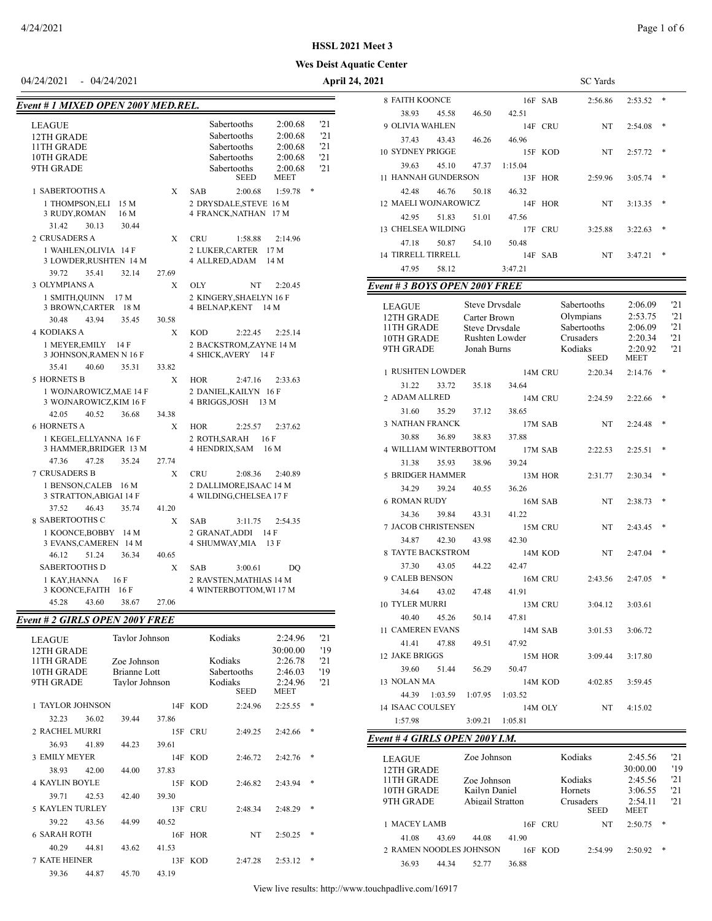# HSSL 2021 Meet 3

## Wes Deist Aquatic Center

04/24/2021 - 04/24/2021 **April 24, 2021** SC Yards

### Event # 1 MIXED OPEN 200Y MED.REL.

| | | | | |
|---|---|---|---|---|
| LEAGUE | | Sabertooths | 2:00.68 | '21 |
| 12TH GRADE | | Sabertooths | 2:00.68 | '21 |
| 11TH GRADE | | Sabertooths | 2:00.68 | '21 |
| 10TH GRADE | | Sabertooths | 2:00.68 | '21 |
| 9TH GRADE | | Sabertooths | 2:00.68 | '21 |
| | | SEED | MEET | |

1 SABERTOOTHS A X SAB 2:00.68 1:59.78 *
1 THOMPSON,ELI 15 M; 2 DRYSDALE,STEVE 16 M; 3 RUDY,ROMAN 16 M; 4 FRANCK,NATHAN 17 M
31.42 30.13 30.44

2 CRUSADERS A X CRU 1:58.88 2:14.96
1 WAHLEN,OLIVIA 14 F; 2 LUKER,CARTER 17 M; 3 LOWDER,RUSHTEN 14 M; 4 ALLRED,ADAM 14 M
39.72 35.41 32.14 27.69

3 OLYMPIANS A X OLY NT 2:20.45
1 SMITH,QUINN 17 M; 2 KINGERY,SHAELYN 16 F; 3 BROWN,CARTER 18 M; 4 BELNAP,KENT 14 M
30.48 43.94 35.45 30.58

4 KODIAKS A X KOD 2:22.45 2:25.14
1 MEYER,EMILY 14 F; 2 BACKSTROM,ZAYNE 14 M; 3 JOHNSON,RAMEN N 16 F; 4 SHICK,AVERY 14 F
35.41 40.60 35.31 33.82

5 HORNETS B X HOR 2:47.16 2:33.63
1 WOJNAROWICZ,MAE 14 F; 2 DANIEL,KAILYN 16 F; 3 WOJNAROWICZ,KIM 16 F; 4 BRIGGS,JOSH 13 M
42.05 40.52 36.68 34.38

6 HORNETS A X HOR 2:25.57 2:37.62
1 KEGEL,ELLYANNA 16 F; 2 ROTH,SARAH 16 F; 3 HAMMER,BRIDGER 13 M; 4 HENDRIX,SAM 16 M
47.36 47.28 35.24 27.74

7 CRUSADERS B X CRU 2:08.36 2:40.89
1 BENSON,CALEB 16 M; 2 DALLIMORE,ISAAC 14 M; 3 STRATTON,ABIGAI 14 F; 4 WILDING,CHELSEA 17 F
37.52 46.43 35.74 41.20

8 SABERTOOTHS C X SAB 3:11.75 2:54.35
1 KOONCE,BOBBY 14 M; 2 GRANAT,ADDI 14 F; 3 EVANS,CAMEREN 14 M; 4 SHUMWAY,MIA 13 F
46.12 51.24 36.34 40.65

SABERTOOTHS D X SAB 3:00.61 DQ
1 KAY,HANNA 16 F; 2 RAVSTEN,MATHIAS 14 M; 3 KOONCE,FAITH 16 F; 4 WINTERBOTTOM,WI 17 M
45.28 43.60 38.67 27.06

### Event # 2 GIRLS OPEN 200Y FREE

| | | | | |
|---|---|---|---|---|
| LEAGUE | Taylor Johnson | Kodiaks | 2:24.96 | '21 |
| 12TH GRADE | | | 30:00.00 | '19 |
| 11TH GRADE | Zoe Johnson | Kodiaks | 2:26.78 | '21 |
| 10TH GRADE | Brianne Lott | Sabertooths | 2:46.03 | '19 |
| 9TH GRADE | Taylor Johnson | Kodiaks | 2:24.96 | '21 |
| | | SEED | MEET | |

| Place | Name | Age | Team | Seed | Meet | |
|---|---|---|---|---|---|---|
| 1 | TAYLOR JOHNSON | 14F | KOD | 2:24.96 | 2:25.55 | * |
| | 32.23 36.02 39.44 37.86 | | | | | |
| 2 | RACHEL MURRI | 15F | CRU | 2:49.25 | 2:42.66 | * |
| | 36.93 41.89 44.23 39.61 | | | | | |
| 3 | EMILY MEYER | 14F | KOD | 2:46.72 | 2:42.76 | * |
| | 38.93 42.00 44.00 37.83 | | | | | |
| 4 | KAYLIN BOYLE | 15F | KOD | 2:46.82 | 2:43.94 | * |
| | 39.71 42.53 42.40 39.30 | | | | | |
| 5 | KAYLEN TURLEY | 13F | CRU | 2:48.34 | 2:48.29 | * |
| | 39.22 43.56 44.99 40.52 | | | | | |
| 6 | SARAH ROTH | 16F | HOR | NT | 2:50.25 | * |
| | 40.29 44.81 43.62 41.53 | | | | | |
| 7 | KATE HEINER | 13F | KOD | 2:47.28 | 2:53.12 | * |
| | 39.36 44.87 45.70 43.19 | | | | | |
| 8 | FAITH KOONCE | 16F | SAB | 2:56.86 | 2:53.52 | * |
| | 38.93 45.58 46.50 42.51 | | | | | |
| 9 | OLIVIA WAHLEN | 14F | CRU | NT | 2:54.08 | * |
| | 37.43 43.43 46.26 46.96 | | | | | |
| 10 | SYDNEY PRIGGE | 15F | KOD | NT | 2:57.72 | * |
| | 39.63 45.10 47.37 1:15.04 | | | | | |
| 11 | HANNAH GUNDERSON | 13F | HOR | 2:59.96 | 3:05.74 | * |
| | 42.48 46.76 50.18 46.32 | | | | | |
| 12 | MAELI WOJNAROWICZ | 14F | HOR | NT | 3:13.35 | * |
| | 42.95 51.83 51.01 47.56 | | | | | |
| 13 | CHELSEA WILDING | 17F | CRU | 3:25.88 | 3:22.63 | * |
| | 47.18 50.87 54.10 50.48 | | | | | |
| 14 | TIRRELL TIRRELL | 14F | SAB | NT | 3:47.21 | * |
| | 47.95 58.12 3:47.21 | | | | | |

### Event # 3 BOYS OPEN 200Y FREE

| | | | | |
|---|---|---|---|---|
| LEAGUE | Steve Drysdale | Sabertooths | 2:06.09 | '21 |
| 12TH GRADE | Carter Brown | Olympians | 2:53.75 | '21 |
| 11TH GRADE | Steve Drysdale | Sabertooths | 2:06.09 | '21 |
| 10TH GRADE | Rushten Lowder | Crusaders | 2:20.34 | '21 |
| 9TH GRADE | Jonah Burns | Kodiaks | 2:20.92 | '21 |
| | | SEED | MEET | |

| Place | Name | Age | Team | Seed | Meet | |
|---|---|---|---|---|---|---|
| 1 | RUSHTEN LOWDER | 14M | CRU | 2:20.34 | 2:14.76 | * |
| | 31.22 33.72 35.18 34.64 | | | | | |
| 2 | ADAM ALLRED | 14M | CRU | 2:24.59 | 2:22.66 | * |
| | 31.60 35.29 37.12 38.65 | | | | | |
| 3 | NATHAN FRANCK | 17M | SAB | NT | 2:24.48 | * |
| | 30.88 36.89 38.83 37.88 | | | | | |
| 4 | WILLIAM WINTERBOTTOM | 17M | SAB | 2:22.53 | 2:25.51 | * |
| | 31.38 35.93 38.96 39.24 | | | | | |
| 5 | BRIDGER HAMMER | 13M | HOR | 2:31.77 | 2:30.34 | * |
| | 34.29 39.24 40.55 36.26 | | | | | |
| 6 | ROMAN RUDY | 16M | SAB | NT | 2:38.73 | * |
| | 34.36 39.84 43.31 41.22 | | | | | |
| 7 | JACOB CHRISTENSEN | 15M | CRU | NT | 2:43.45 | * |
| | 34.87 42.30 43.98 42.30 | | | | | |
| 8 | TAYTE BACKSTROM | 14M | KOD | NT | 2:47.04 | * |
| | 37.30 43.05 44.22 42.47 | | | | | |
| 9 | CALEB BENSON | 16M | CRU | 2:43.56 | 2:47.05 | * |
| | 34.64 43.02 47.48 41.91 | | | | | |
| 10 | TYLER MURRI | 13M | CRU | 3:04.12 | 3:03.61 | |
| | 40.40 45.26 50.14 47.81 | | | | | |
| 11 | CAMEREN EVANS | 14M | SAB | 3:01.53 | 3:06.72 | |
| | 41.41 47.88 49.51 47.92 | | | | | |
| 12 | JAKE BRIGGS | 15M | HOR | 3:09.44 | 3:17.80 | |
| | 39.60 51.44 56.29 50.47 | | | | | |
| 13 | NOLAN MA | 14M | KOD | 4:02.85 | 3:59.45 | |
| | 44.39 1:03.59 1:07.95 1:03.52 | | | | | |
| 14 | ISAAC COULSEY | 14M | OLY | NT | 4:15.02 | |
| | 1:57.98 3:09.21 1:05.81 | | | | | |

### Event # 4 GIRLS OPEN 200Y I.M.

| | | | | |
|---|---|---|---|---|
| LEAGUE | Zoe Johnson | Kodiaks | 2:45.56 | '21 |
| 12TH GRADE | | | 30:00.00 | '19 |
| 11TH GRADE | Zoe Johnson | Kodiaks | 2:45.56 | '21 |
| 10TH GRADE | Kailyn Daniel | Hornets | 3:06.55 | '21 |
| 9TH GRADE | Abigail Stratton | Crusaders | 2:54.11 | '21 |
| | | SEED | MEET | |

| Place | Name | Age | Team | Seed | Meet | |
|---|---|---|---|---|---|---|
| 1 | MACEY LAMB | 16F | CRU | NT | 2:50.75 | * |
| | 41.08 43.69 44.08 41.90 | | | | | |
| 2 | RAMEN NOODLES JOHNSON | 16F | KOD | 2:54.99 | 2:50.92 | * |
| | 36.93 44.34 52.77 36.88 | | | | | |

View live results: http://www.touchpadlive.com/16917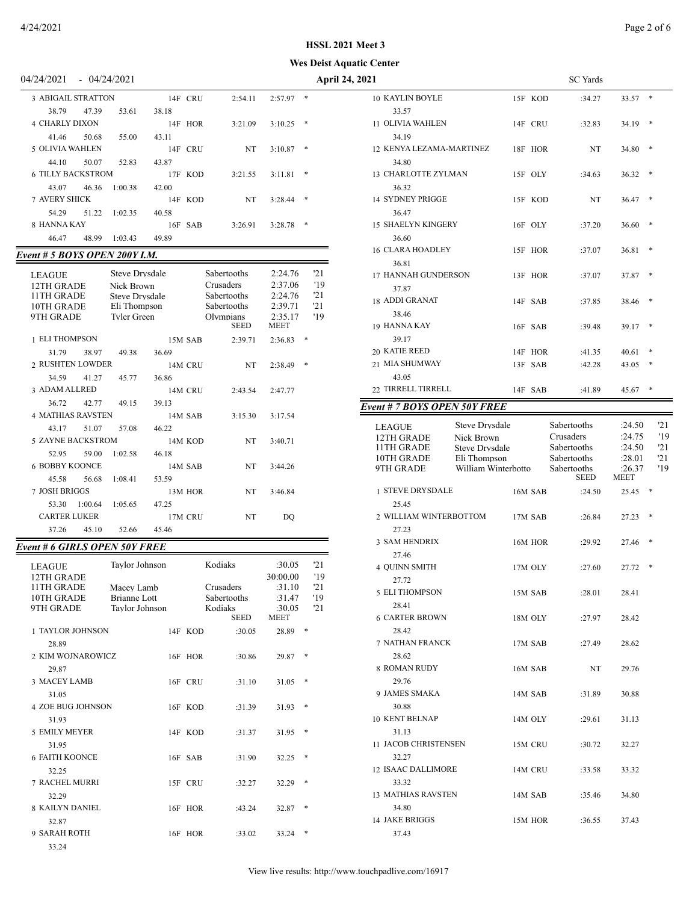**HSSL 2021 Meet 3**

**Wes Deist Aquatic Center**

04/24/2021 - 04/24/2021 — **April 24, 2021** — SC Yards

| Place | Name | Age | Team | Seed | Finals | |
|---|---|---|---|---|---|---|
| 3 | ABIGAIL STRATTON | 14F | CRU | 2:54.11 | 2:57.97 | * |
| | 38.79 47.39 53.61 38.18 | | | | | |
| 4 | CHARLY DIXON | 14F | HOR | 3:21.09 | 3:10.25 | * |
| | 41.46 50.68 55.00 43.11 | | | | | |
| 5 | OLIVIA WAHLEN | 14F | CRU | NT | 3:10.87 | * |
| | 44.10 50.07 52.83 43.87 | | | | | |
| 6 | TILLY BACKSTROM | 17F | KOD | 3:21.55 | 3:11.81 | * |
| | 43.07 46.36 1:00.38 42.00 | | | | | |
| 7 | AVERY SHICK | 14F | KOD | NT | 3:28.44 | * |
| | 54.29 51.22 1:02.35 40.58 | | | | | |
| 8 | HANNA KAY | 16F | SAB | 3:26.91 | 3:28.78 | * |
| | 46.47 48.99 1:03.43 49.89 | | | | | |

## *Event # 5 BOYS OPEN 200Y I.M.*

| | | | | |
|---|---|---|---|---|
| LEAGUE | Steve Drysdale | Sabertooths | 2:24.76 | '21 |
| 12TH GRADE | Nick Brown | Crusaders | 2:37.06 | '19 |
| 11TH GRADE | Steve Drysdale | Sabertooths | 2:24.76 | '21 |
| 10TH GRADE | Eli Thompson | Sabertooths | 2:39.71 | '21 |
| 9TH GRADE | Tyler Green | Olympians | 2:35.17 | '19 |

| Place | Name | Age | Team | SEED | MEET | |
|---|---|---|---|---|---|---|
| 1 | ELI THOMPSON | 15M | SAB | 2:39.71 | 2:36.83 | * |
| | 31.79 38.97 49.38 36.69 | | | | | |
| 2 | RUSHTEN LOWDER | 14M | CRU | NT | 2:38.49 | * |
| | 34.59 41.27 45.77 36.86 | | | | | |
| 3 | ADAM ALLRED | 14M | CRU | 2:43.54 | 2:47.77 | |
| | 36.72 42.77 49.15 39.13 | | | | | |
| 4 | MATHIAS RAVSTEN | 14M | SAB | 3:15.30 | 3:17.54 | |
| | 43.17 51.07 57.08 46.22 | | | | | |
| 5 | ZAYNE BACKSTROM | 14M | KOD | NT | 3:40.71 | |
| | 52.95 59.00 1:02.58 46.18 | | | | | |
| 6 | BOBBY KOONCE | 14M | SAB | NT | 3:44.26 | |
| | 45.58 56.68 1:08.41 53.59 | | | | | |
| 7 | JOSH BRIGGS | 13M | HOR | NT | 3:46.84 | |
| | 53.30 1:00.64 1:05.65 47.25 | | | | | |
| | CARTER LUKER | 17M | CRU | NT | DQ | |
| | 37.26 45.10 52.66 45.46 | | | | | |

## *Event # 6 GIRLS OPEN 50Y FREE*

| | | | | |
|---|---|---|---|---|
| LEAGUE | Taylor Johnson | Kodiaks | :30.05 | '21 |
| 12TH GRADE | | | 30:00.00 | '19 |
| 11TH GRADE | Macey Lamb | Crusaders | :31.10 | '21 |
| 10TH GRADE | Brianne Lott | Sabertooths | :31.47 | '19 |
| 9TH GRADE | Taylor Johnson | Kodiaks | :30.05 | '21 |

| Place | Name | Age | Team | SEED | MEET | |
|---|---|---|---|---|---|---|
| 1 | TAYLOR JOHNSON | 14F | KOD | :30.05 | 28.89 | * |
| | 28.89 | | | | | |
| 2 | KIM WOJNAROWICZ | 16F | HOR | :30.86 | 29.87 | * |
| | 29.87 | | | | | |
| 3 | MACEY LAMB | 16F | CRU | :31.10 | 31.05 | * |
| | 31.05 | | | | | |
| 4 | ZOE BUG JOHNSON | 16F | KOD | :31.39 | 31.93 | * |
| | 31.93 | | | | | |
| 5 | EMILY MEYER | 14F | KOD | :31.37 | 31.95 | * |
| | 31.95 | | | | | |
| 6 | FAITH KOONCE | 16F | SAB | :31.90 | 32.25 | * |
| | 32.25 | | | | | |
| 7 | RACHEL MURRI | 15F | CRU | :32.27 | 32.29 | * |
| | 32.29 | | | | | |
| 8 | KAILYN DANIEL | 16F | HOR | :43.24 | 32.87 | * |
| | 32.87 | | | | | |
| 9 | SARAH ROTH | 16F | HOR | :33.02 | 33.24 | * |
| | 33.24 | | | | | |
| 10 | KAYLIN BOYLE | 15F | KOD | :34.27 | 33.57 | * |
| | 33.57 | | | | | |
| 11 | OLIVIA WAHLEN | 14F | CRU | :32.83 | 34.19 | * |
| | 34.19 | | | | | |
| 12 | KENYA LEZAMA-MARTINEZ | 18F | HOR | NT | 34.80 | * |
| | 34.80 | | | | | |
| 13 | CHARLOTTE ZYLMAN | 15F | OLY | :34.63 | 36.32 | * |
| | 36.32 | | | | | |
| 14 | SYDNEY PRIGGE | 15F | KOD | NT | 36.47 | * |
| | 36.47 | | | | | |
| 15 | SHAELYN KINGERY | 16F | OLY | :37.20 | 36.60 | * |
| | 36.60 | | | | | |
| 16 | CLARA HOADLEY | 15F | HOR | :37.07 | 36.81 | * |
| | 36.81 | | | | | |
| 17 | HANNAH GUNDERSON | 13F | HOR | :37.07 | 37.87 | * |
| | 37.87 | | | | | |
| 18 | ADDI GRANAT | 14F | SAB | :37.85 | 38.46 | * |
| | 38.46 | | | | | |
| 19 | HANNA KAY | 16F | SAB | :39.48 | 39.17 | * |
| | 39.17 | | | | | |
| 20 | KATIE REED | 14F | HOR | :41.35 | 40.61 | * |
| 21 | MIA SHUMWAY | 13F | SAB | :42.28 | 43.05 | * |
| | 43.05 | | | | | |
| 22 | TIRRELL TIRRELL | 14F | SAB | :41.89 | 45.67 | * |

## *Event # 7 BOYS OPEN 50Y FREE*

| | | | | |
|---|---|---|---|---|
| LEAGUE | Steve Drysdale | Sabertooths | :24.50 | '21 |
| 12TH GRADE | Nick Brown | Crusaders | :24.75 | '19 |
| 11TH GRADE | Steve Drysdale | Sabertooths | :24.50 | '21 |
| 10TH GRADE | Eli Thompson | Sabertooths | :28.01 | '21 |
| 9TH GRADE | William Winterbotto | Sabertooths | :26.37 | '19 |

| Place | Name | Age | Team | SEED | MEET | |
|---|---|---|---|---|---|---|
| 1 | STEVE DRYSDALE | 16M | SAB | :24.50 | 25.45 | * |
| | 25.45 | | | | | |
| 2 | WILLIAM WINTERBOTTOM | 17M | SAB | :26.84 | 27.23 | * |
| | 27.23 | | | | | |
| 3 | SAM HENDRIX | 16M | HOR | :29.92 | 27.46 | * |
| | 27.46 | | | | | |
| 4 | QUINN SMITH | 17M | OLY | :27.60 | 27.72 | * |
| | 27.72 | | | | | |
| 5 | ELI THOMPSON | 15M | SAB | :28.01 | 28.41 | |
| | 28.41 | | | | | |
| 6 | CARTER BROWN | 18M | OLY | :27.97 | 28.42 | |
| | 28.42 | | | | | |
| 7 | NATHAN FRANCK | 17M | SAB | :27.49 | 28.62 | |
| | 28.62 | | | | | |
| 8 | ROMAN RUDY | 16M | SAB | NT | 29.76 | |
| | 29.76 | | | | | |
| 9 | JAMES SMAKA | 14M | SAB | :31.89 | 30.88 | |
| | 30.88 | | | | | |
| 10 | KENT BELNAP | 14M | OLY | :29.61 | 31.13 | |
| | 31.13 | | | | | |
| 11 | JACOB CHRISTENSEN | 15M | CRU | :30.72 | 32.27 | |
| | 32.27 | | | | | |
| 12 | ISAAC DALLIMORE | 14M | CRU | :33.58 | 33.32 | |
| | 33.32 | | | | | |
| 13 | MATHIAS RAVSTEN | 14M | SAB | :35.46 | 34.80 | |
| | 34.80 | | | | | |
| 14 | JAKE BRIGGS | 15M | HOR | :36.55 | 37.43 | |
| | 37.43 | | | | | |

View live results: http://www.touchpadlive.com/16917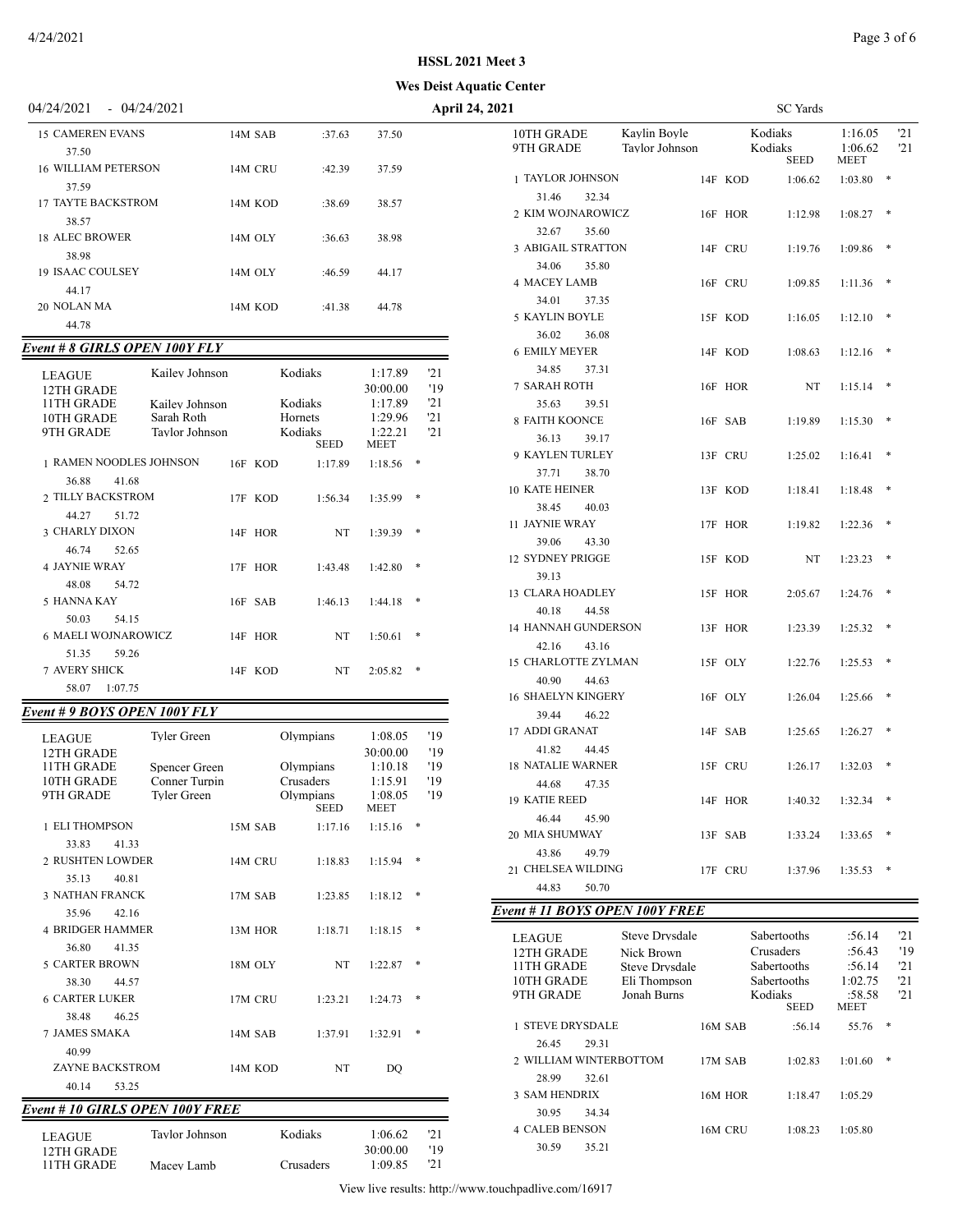HSSL 2021 Meet 3

Wes Deist Aquatic Center

04/24/2021 - 04/24/2021 April 24, 2021 SC Yards

| Place | Name | Age | Team | Seed | Finals |
|---|---|---|---|---|---|
| 15 | CAMEREN EVANS | 14M | SAB | :37.63 | 37.50 |
| | 37.50 | | | | |
| 16 | WILLIAM PETERSON | 14M | CRU | :42.39 | 37.59 |
| | 37.59 | | | | |
| 17 | TAYTE BACKSTROM | 14M | KOD | :38.69 | 38.57 |
| | 38.57 | | | | |
| 18 | ALEC BROWER | 14M | OLY | :36.63 | 38.98 |
| | 38.98 | | | | |
| 19 | ISAAC COULSEY | 14M | OLY | :46.59 | 44.17 |
| | 44.17 | | | | |
| 20 | NOLAN MA | 14M | KOD | :41.38 | 44.78 |
| | 44.78 | | | | |

## Event # 8 GIRLS OPEN 100Y FLY

| | Name | Team | Time | Year |
|---|---|---|---|---|
| LEAGUE | Kailey Johnson | Kodiaks | 1:17.89 | '21 |
| 12TH GRADE | | | 30:00.00 | '19 |
| 11TH GRADE | Kailey Johnson | Kodiaks | 1:17.89 | '21 |
| 10TH GRADE | Sarah Roth | Hornets | 1:29.96 | '21 |
| 9TH GRADE | Taylor Johnson | Kodiaks | 1:22.21 | '21 |

| Place | Name | Age | Team | SEED | MEET | |
|---|---|---|---|---|---|---|
| 1 | RAMEN NOODLES JOHNSON | 16F | KOD | 1:17.89 | 1:18.56 | * |
| | 36.88 41.68 | | | | | |
| 2 | TILLY BACKSTROM | 17F | KOD | 1:56.34 | 1:35.99 | * |
| | 44.27 51.72 | | | | | |
| 3 | CHARLY DIXON | 14F | HOR | NT | 1:39.39 | * |
| | 46.74 52.65 | | | | | |
| 4 | JAYNIE WRAY | 17F | HOR | 1:43.48 | 1:42.80 | * |
| | 48.08 54.72 | | | | | |
| 5 | HANNA KAY | 16F | SAB | 1:46.13 | 1:44.18 | * |
| | 50.03 54.15 | | | | | |
| 6 | MAELI WOJNAROWICZ | 14F | HOR | NT | 1:50.61 | * |
| | 51.35 59.26 | | | | | |
| 7 | AVERY SHICK | 14F | KOD | NT | 2:05.82 | * |
| | 58.07 1:07.75 | | | | | |

## Event # 9 BOYS OPEN 100Y FLY

| | Name | Team | Time | Year |
|---|---|---|---|---|
| LEAGUE | Tyler Green | Olympians | 1:08.05 | '19 |
| 12TH GRADE | | | 30:00.00 | '19 |
| 11TH GRADE | Spencer Green | Olympians | 1:10.18 | '19 |
| 10TH GRADE | Conner Turpin | Crusaders | 1:15.91 | '19 |
| 9TH GRADE | Tyler Green | Olympians | 1:08.05 | '19 |

| Place | Name | Age | Team | SEED | MEET | |
|---|---|---|---|---|---|---|
| 1 | ELI THOMPSON | 15M | SAB | 1:17.16 | 1:15.16 | * |
| | 33.83 41.33 | | | | | |
| 2 | RUSHTEN LOWDER | 14M | CRU | 1:18.83 | 1:15.94 | * |
| | 35.13 40.81 | | | | | |
| 3 | NATHAN FRANCK | 17M | SAB | 1:23.85 | 1:18.12 | * |
| | 35.96 42.16 | | | | | |
| 4 | BRIDGER HAMMER | 13M | HOR | 1:18.71 | 1:18.15 | * |
| | 36.80 41.35 | | | | | |
| 5 | CARTER BROWN | 18M | OLY | NT | 1:22.87 | * |
| | 38.30 44.57 | | | | | |
| 6 | CARTER LUKER | 17M | CRU | 1:23.21 | 1:24.73 | * |
| | 38.48 46.25 | | | | | |
| 7 | JAMES SMAKA | 14M | SAB | 1:37.91 | 1:32.91 | * |
| | 40.99 | | | | | |
| | ZAYNE BACKSTROM | 14M | KOD | NT | DQ | |
| | 40.14 53.25 | | | | | |

## Event # 10 GIRLS OPEN 100Y FREE

| | Name | Team | Time | Year |
|---|---|---|---|---|
| LEAGUE | Taylor Johnson | Kodiaks | 1:06.62 | '21 |
| 12TH GRADE | | | 30:00.00 | '19 |
| 11TH GRADE | Macey Lamb | Crusaders | 1:09.85 | '21 |
| 10TH GRADE | Kaylin Boyle | Kodiaks | 1:16.05 | '21 |
| 9TH GRADE | Taylor Johnson | Kodiaks | 1:06.62 | '21 |

| Place | Name | Age | Team | SEED | MEET | |
|---|---|---|---|---|---|---|
| 1 | TAYLOR JOHNSON | 14F | KOD | 1:06.62 | 1:03.80 | * |
| | 31.46 32.34 | | | | | |
| 2 | KIM WOJNAROWICZ | 16F | HOR | 1:12.98 | 1:08.27 | * |
| | 32.67 35.60 | | | | | |
| 3 | ABIGAIL STRATTON | 14F | CRU | 1:19.76 | 1:09.86 | * |
| | 34.06 35.80 | | | | | |
| 4 | MACEY LAMB | 16F | CRU | 1:09.85 | 1:11.36 | * |
| | 34.01 37.35 | | | | | |
| 5 | KAYLIN BOYLE | 15F | KOD | 1:16.05 | 1:12.10 | * |
| | 36.02 36.08 | | | | | |
| 6 | EMILY MEYER | 14F | KOD | 1:08.63 | 1:12.16 | * |
| | 34.85 37.31 | | | | | |
| 7 | SARAH ROTH | 16F | HOR | NT | 1:15.14 | * |
| | 35.63 39.51 | | | | | |
| 8 | FAITH KOONCE | 16F | SAB | 1:19.89 | 1:15.30 | * |
| | 36.13 39.17 | | | | | |
| 9 | KAYLEN TURLEY | 13F | CRU | 1:25.02 | 1:16.41 | * |
| | 37.71 38.70 | | | | | |
| 10 | KATE HEINER | 13F | KOD | 1:18.41 | 1:18.48 | * |
| | 38.45 40.03 | | | | | |
| 11 | JAYNIE WRAY | 17F | HOR | 1:19.82 | 1:22.36 | * |
| | 39.06 43.30 | | | | | |
| 12 | SYDNEY PRIGGE | 15F | KOD | NT | 1:23.23 | * |
| | 39.13 | | | | | |
| 13 | CLARA HOADLEY | 15F | HOR | 2:05.67 | 1:24.76 | * |
| | 40.18 44.58 | | | | | |
| 14 | HANNAH GUNDERSON | 13F | HOR | 1:23.39 | 1:25.32 | * |
| | 42.16 43.16 | | | | | |
| 15 | CHARLOTTE ZYLMAN | 15F | OLY | 1:22.76 | 1:25.53 | * |
| | 40.90 44.63 | | | | | |
| 16 | SHAELYN KINGERY | 16F | OLY | 1:26.04 | 1:25.66 | * |
| | 39.44 46.22 | | | | | |
| 17 | ADDI GRANAT | 14F | SAB | 1:25.65 | 1:26.27 | * |
| | 41.82 44.45 | | | | | |
| 18 | NATALIE WARNER | 15F | CRU | 1:26.17 | 1:32.03 | * |
| | 44.68 47.35 | | | | | |
| 19 | KATIE REED | 14F | HOR | 1:40.32 | 1:32.34 | * |
| | 46.44 45.90 | | | | | |
| 20 | MIA SHUMWAY | 13F | SAB | 1:33.24 | 1:33.65 | * |
| | 43.86 49.79 | | | | | |
| 21 | CHELSEA WILDING | 17F | CRU | 1:37.96 | 1:35.53 | * |
| | 44.83 50.70 | | | | | |

## Event # 11 BOYS OPEN 100Y FREE

| | Name | Team | Time | Year |
|---|---|---|---|---|
| LEAGUE | Steve Drysdale | Sabertooths | :56.14 | '21 |
| 12TH GRADE | Nick Brown | Crusaders | :56.43 | '19 |
| 11TH GRADE | Steve Drysdale | Sabertooths | :56.14 | '21 |
| 10TH GRADE | Eli Thompson | Sabertooths | 1:02.75 | '21 |
| 9TH GRADE | Jonah Burns | Kodiaks | :58.58 | '21 |

| Place | Name | Age | Team | SEED | MEET | |
|---|---|---|---|---|---|---|
| 1 | STEVE DRYSDALE | 16M | SAB | :56.14 | 55.76 | * |
| | 26.45 29.31 | | | | | |
| 2 | WILLIAM WINTERBOTTOM | 17M | SAB | 1:02.83 | 1:01.60 | * |
| | 28.99 32.61 | | | | | |
| 3 | SAM HENDRIX | 16M | HOR | 1:18.47 | 1:05.29 | |
| | 30.95 34.34 | | | | | |
| 4 | CALEB BENSON | 16M | CRU | 1:08.23 | 1:05.80 | |
| | 30.59 35.21 | | | | | |

View live results: http://www.touchpadlive.com/16917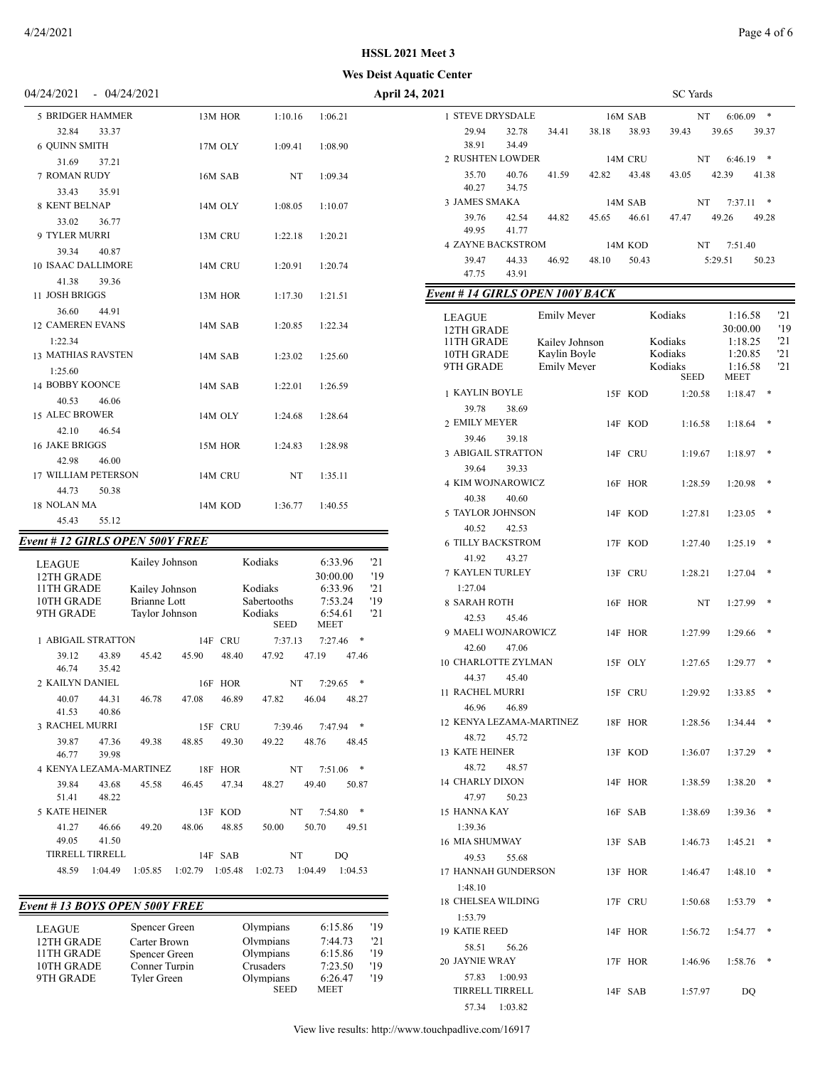# HSSL 2021 Meet 3

**Wes Deist Aquatic Center**

04/24/2021 - 04/24/2021 — April 24, 2021 — SC Yards

| Place | Name | Age | Team | Seed | Time | Splits |
|---|---|---|---|---|---|---|
| 5 | BRIDGER HAMMER | 13M | HOR | 1:10.16 | 1:06.21 | 32.84 33.37 |
| 6 | QUINN SMITH | 17M | OLY | 1:09.41 | 1:08.90 | 31.69 37.21 |
| 7 | ROMAN RUDY | 16M | SAB | NT | 1:09.34 | 33.43 35.91 |
| 8 | KENT BELNAP | 14M | OLY | 1:08.05 | 1:10.07 | 33.02 36.77 |
| 9 | TYLER MURRI | 13M | CRU | 1:22.18 | 1:20.21 | 39.34 40.87 |
| 10 | ISAAC DALLIMORE | 14M | CRU | 1:20.91 | 1:20.74 | 41.38 39.36 |
| 11 | JOSH BRIGGS | 13M | HOR | 1:17.30 | 1:21.51 | 36.60 44.91 |
| 12 | CAMEREN EVANS | 14M | SAB | 1:20.85 | 1:22.34 | 1:22.34 |
| 13 | MATHIAS RAVSTEN | 14M | SAB | 1:23.02 | 1:25.60 | 1:25.60 |
| 14 | BOBBY KOONCE | 14M | SAB | 1:22.01 | 1:26.59 | 40.53 46.06 |
| 15 | ALEC BROWER | 14M | OLY | 1:24.68 | 1:28.64 | 42.10 46.54 |
| 16 | JAKE BRIGGS | 15M | HOR | 1:24.83 | 1:28.98 | 42.98 46.00 |
| 17 | WILLIAM PETERSON | 14M | CRU | NT | 1:35.11 | 44.73 50.38 |
| 18 | NOLAN MA | 14M | KOD | 1:36.77 | 1:40.55 | 45.43 55.12 |

## Event # 12 GIRLS OPEN 500Y FREE

| Record | Name | Team | Time | Year |
|---|---|---|---|---|
| LEAGUE | Kailey Johnson | Kodiaks | 6:33.96 | '21 |
| 12TH GRADE | | | 30:00.00 | '19 |
| 11TH GRADE | Kailey Johnson | Kodiaks | 6:33.96 | '21 |
| 10TH GRADE | Brianne Lott | Sabertooths | 7:53.24 | '19 |
| 9TH GRADE | Taylor Johnson | Kodiaks | 6:54.61 | '21 |

| Place | Name | Age | Team | Seed | Meet | Splits |
|---|---|---|---|---|---|---|
| 1 | ABIGAIL STRATTON | 14F | CRU | 7:37.13 | 7:27.46 * | 39.12 43.89 45.42 45.90 48.40 47.92 47.19 47.46 46.74 35.42 |
| 2 | KAILYN DANIEL | 16F | HOR | NT | 7:29.65 * | 40.07 44.31 46.78 47.08 46.89 47.82 46.04 48.27 41.53 40.86 |
| 3 | RACHEL MURRI | 15F | CRU | 7:39.46 | 7:47.94 * | 39.87 47.36 49.38 48.85 49.30 49.22 48.76 48.45 46.77 39.98 |
| 4 | KENYA LEZAMA-MARTINEZ | 18F | HOR | NT | 7:51.06 * | 39.84 43.68 45.58 46.45 47.34 48.27 49.40 50.87 51.41 48.22 |
| 5 | KATE HEINER | 13F | KOD | NT | 7:54.80 * | 41.27 46.66 49.20 48.06 48.85 50.00 50.70 49.51 49.05 41.50 |
| | TIRRELL TIRRELL | 14F | SAB | NT | DQ | 48.59 1:04.49 1:05.85 1:02.79 1:05.48 1:02.73 1:04.49 1:04.53 |

## Event # 13 BOYS OPEN 500Y FREE

| Record | Name | Team | Time | Year |
|---|---|---|---|---|
| LEAGUE | Spencer Green | Olympians | 6:15.86 | '19 |
| 12TH GRADE | Carter Brown | Olympians | 7:44.73 | '21 |
| 11TH GRADE | Spencer Green | Olympians | 6:15.86 | '19 |
| 10TH GRADE | Conner Turpin | Crusaders | 7:23.50 | '19 |
| 9TH GRADE | Tyler Green | Olympians | 6:26.47 | '19 |

| Place | Name | Age | Team | Seed | Meet | Splits |
|---|---|---|---|---|---|---|
| 1 | STEVE DRYSDALE | 16M | SAB | NT | 6:06.09 * | 29.94 32.78 34.41 38.18 38.93 39.43 39.65 39.37 38.91 34.49 |
| 2 | RUSHTEN LOWDER | 14M | CRU | NT | 6:46.19 * | 35.70 40.76 41.59 42.82 43.48 43.05 42.39 41.38 40.27 34.75 |
| 3 | JAMES SMAKA | 14M | SAB | NT | 7:37.11 * | 39.76 42.54 44.82 45.65 46.61 47.47 49.26 49.28 49.95 41.77 |
| 4 | ZAYNE BACKSTROM | 14M | KOD | NT | 7:51.40 | 39.47 44.33 46.92 48.10 50.43 5:29.51 50.23 47.75 43.91 |

## Event # 14 GIRLS OPEN 100Y BACK

| Record | Name | Team | Time | Year |
|---|---|---|---|---|
| LEAGUE | Emily Meyer | Kodiaks | 1:16.58 | '21 |
| 12TH GRADE | | | 30:00.00 | '19 |
| 11TH GRADE | Kailey Johnson | Kodiaks | 1:18.25 | '21 |
| 10TH GRADE | Kaylin Boyle | Kodiaks | 1:20.85 | '21 |
| 9TH GRADE | Emily Meyer | Kodiaks | 1:16.58 | '21 |

| Place | Name | Age | Team | Seed | Meet | Splits |
|---|---|---|---|---|---|---|
| 1 | KAYLIN BOYLE | 15F | KOD | 1:20.58 | 1:18.47 * | 39.78 38.69 |
| 2 | EMILY MEYER | 14F | KOD | 1:16.58 | 1:18.64 * | 39.46 39.18 |
| 3 | ABIGAIL STRATTON | 14F | CRU | 1:19.67 | 1:18.97 * | 39.64 39.33 |
| 4 | KIM WOJNAROWICZ | 16F | HOR | 1:28.59 | 1:20.98 * | 40.38 40.60 |
| 5 | TAYLOR JOHNSON | 14F | KOD | 1:27.81 | 1:23.05 * | 40.52 42.53 |
| 6 | TILLY BACKSTROM | 17F | KOD | 1:27.40 | 1:25.19 * | 41.92 43.27 |
| 7 | KAYLEN TURLEY | 13F | CRU | 1:28.21 | 1:27.04 * | 1:27.04 |
| 8 | SARAH ROTH | 16F | HOR | NT | 1:27.99 * | 42.53 45.46 |
| 9 | MAELI WOJNAROWICZ | 14F | HOR | 1:27.99 | 1:29.66 * | 42.60 47.06 |
| 10 | CHARLOTTE ZYLMAN | 15F | OLY | 1:27.65 | 1:29.77 * | 44.37 45.40 |
| 11 | RACHEL MURRI | 15F | CRU | 1:29.92 | 1:33.85 * | 46.96 46.89 |
| 12 | KENYA LEZAMA-MARTINEZ | 18F | HOR | 1:28.56 | 1:34.44 * | 48.72 45.72 |
| 13 | KATE HEINER | 13F | KOD | 1:36.07 | 1:37.29 * | 48.72 48.57 |
| 14 | CHARLY DIXON | 14F | HOR | 1:38.59 | 1:38.20 * | 47.97 50.23 |
| 15 | HANNA KAY | 16F | SAB | 1:38.69 | 1:39.36 * | 1:39.36 |
| 16 | MIA SHUMWAY | 13F | SAB | 1:46.73 | 1:45.21 * | 49.53 55.68 |
| 17 | HANNAH GUNDERSON | 13F | HOR | 1:46.47 | 1:48.10 * | 1:48.10 |
| 18 | CHELSEA WILDING | 17F | CRU | 1:50.68 | 1:53.79 * | 1:53.79 |
| 19 | KATIE REED | 14F | HOR | 1:56.72 | 1:54.77 * | 58.51 56.26 |
| 20 | JAYNIE WRAY | 17F | HOR | 1:46.96 | 1:58.76 * | 57.83 1:00.93 |
| | TIRRELL TIRRELL | 14F | SAB | 1:57.97 | DQ | 57.34 1:03.82 |

View live results: http://www.touchpadlive.com/16917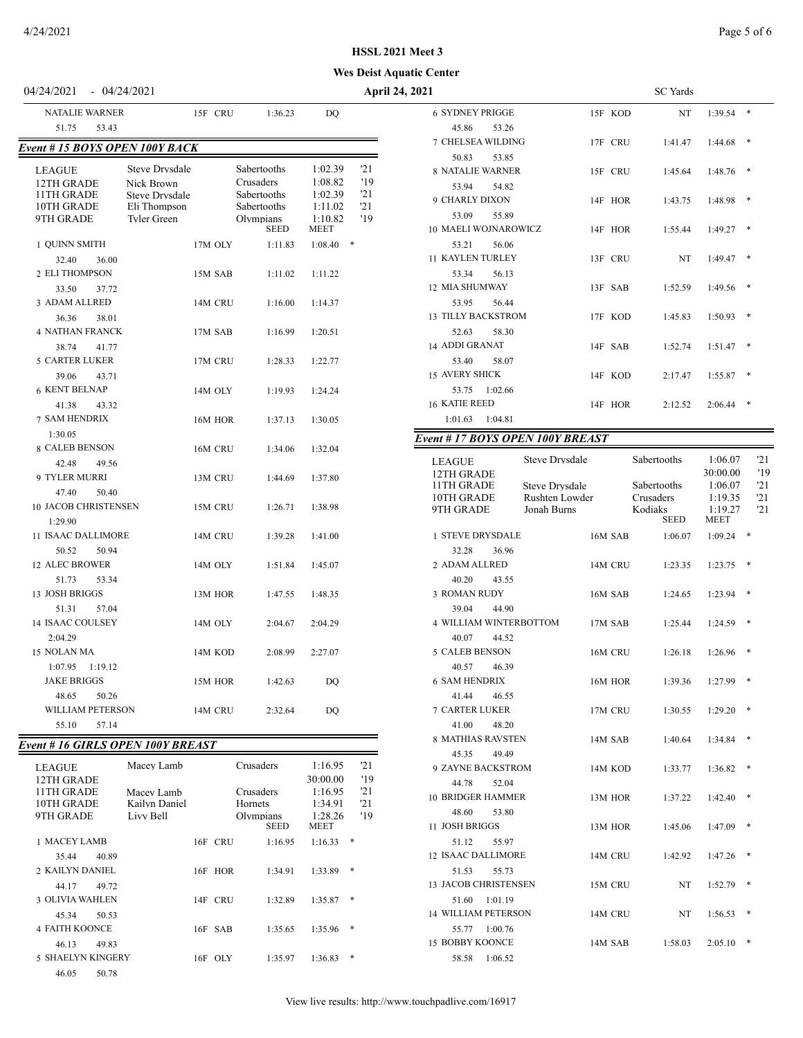**HSSL 2021 Meet 3**

**Wes Deist Aquatic Center**

04/24/2021 - 04/24/2021 **April 24, 2021** SC Yards

| Name | Age | Team | Seed | Finals | |
|---|---|---|---|---|---|
| NATALIE WARNER | 15F | CRU | 1:36.23 | DQ | |
| 51.75 53.43 | | | | | |

## Event # 15 BOYS OPEN 100Y BACK

| Record | Name | Team | Time | Year |
|---|---|---|---|---|
| LEAGUE | Steve Drysdale | Sabertooths | 1:02.39 | '21 |
| 12TH GRADE | Nick Brown | Crusaders | 1:08.82 | '19 |
| 11TH GRADE | Steve Drysdale | Sabertooths | 1:02.39 | '21 |
| 10TH GRADE | Eli Thompson | Sabertooths | 1:11.02 | '21 |
| 9TH GRADE | Tyler Green | Olympians | 1:10.82 | '19 |

| Place | Name | Age | Team | SEED | MEET | |
|---|---|---|---|---|---|---|
| 1 | QUINN SMITH | 17M | OLY | 1:11.83 | 1:08.40 | * |
| | 32.40 36.00 | | | | | |
| 2 | ELI THOMPSON | 15M | SAB | 1:11.02 | 1:11.22 | |
| | 33.50 37.72 | | | | | |
| 3 | ADAM ALLRED | 14M | CRU | 1:16.00 | 1:14.37 | |
| | 36.36 38.01 | | | | | |
| 4 | NATHAN FRANCK | 17M | SAB | 1:16.99 | 1:20.51 | |
| | 38.74 41.77 | | | | | |
| 5 | CARTER LUKER | 17M | CRU | 1:28.33 | 1:22.77 | |
| | 39.06 43.71 | | | | | |
| 6 | KENT BELNAP | 14M | OLY | 1:19.93 | 1:24.24 | |
| | 41.38 43.32 | | | | | |
| 7 | SAM HENDRIX | 16M | HOR | 1:37.13 | 1:30.05 | |
| | 1:30.05 | | | | | |
| 8 | CALEB BENSON | 16M | CRU | 1:34.06 | 1:32.04 | |
| | 42.48 49.56 | | | | | |
| 9 | TYLER MURRI | 13M | CRU | 1:44.69 | 1:37.80 | |
| | 47.40 50.40 | | | | | |
| 10 | JACOB CHRISTENSEN | 15M | CRU | 1:26.71 | 1:38.98 | |
| | 1:29.90 | | | | | |
| 11 | ISAAC DALLIMORE | 14M | CRU | 1:39.28 | 1:41.00 | |
| | 50.52 50.94 | | | | | |
| 12 | ALEC BROWER | 14M | OLY | 1:51.84 | 1:45.07 | |
| | 51.73 53.34 | | | | | |
| 13 | JOSH BRIGGS | 13M | HOR | 1:47.55 | 1:48.35 | |
| | 51.31 57.04 | | | | | |
| 14 | ISAAC COULSEY | 14M | OLY | 2:04.67 | 2:04.29 | |
| | 2:04.29 | | | | | |
| 15 | NOLAN MA | 14M | KOD | 2:08.99 | 2:27.07 | |
| | 1:07.95 1:19.12 | | | | | |
| | JAKE BRIGGS | 15M | HOR | 1:42.63 | DQ | |
| | 48.65 50.26 | | | | | |
| | WILLIAM PETERSON | 14M | CRU | 2:32.64 | DQ | |
| | 55.10 57.14 | | | | | |

## Event # 16 GIRLS OPEN 100Y BREAST

| Record | Name | Team | Time | Year |
|---|---|---|---|---|
| LEAGUE | Macey Lamb | Crusaders | 1:16.95 | '21 |
| 12TH GRADE | | | 30:00.00 | '19 |
| 11TH GRADE | Macey Lamb | Crusaders | 1:16.95 | '21 |
| 10TH GRADE | Kailyn Daniel | Hornets | 1:34.91 | '21 |
| 9TH GRADE | Livy Bell | Olympians | 1:28.26 | '19 |

| Place | Name | Age | Team | SEED | MEET | |
|---|---|---|---|---|---|---|
| 1 | MACEY LAMB | 16F | CRU | 1:16.95 | 1:16.33 | * |
| | 35.44 40.89 | | | | | |
| 2 | KAILYN DANIEL | 16F | HOR | 1:34.91 | 1:33.89 | * |
| | 44.17 49.72 | | | | | |
| 3 | OLIVIA WAHLEN | 14F | CRU | 1:32.89 | 1:35.87 | * |
| | 45.34 50.53 | | | | | |
| 4 | FAITH KOONCE | 16F | SAB | 1:35.65 | 1:35.96 | * |
| | 46.13 49.83 | | | | | |
| 5 | SHAELYN KINGERY | 16F | OLY | 1:35.97 | 1:36.83 | * |
| | 46.05 50.78 | | | | | |
| 6 | SYDNEY PRIGGE | 15F | KOD | NT | 1:39.54 | * |
| | 45.86 53.26 | | | | | |
| 7 | CHELSEA WILDING | 17F | CRU | 1:41.47 | 1:44.68 | * |
| | 50.83 53.85 | | | | | |
| 8 | NATALIE WARNER | 15F | CRU | 1:45.64 | 1:48.76 | * |
| | 53.94 54.82 | | | | | |
| 9 | CHARLY DIXON | 14F | HOR | 1:43.75 | 1:48.98 | * |
| | 53.09 55.89 | | | | | |
| 10 | MAELI WOJNAROWICZ | 14F | HOR | 1:55.44 | 1:49.27 | * |
| | 53.21 56.06 | | | | | |
| 11 | KAYLEN TURLEY | 13F | CRU | NT | 1:49.47 | * |
| | 53.34 56.13 | | | | | |
| 12 | MIA SHUMWAY | 13F | SAB | 1:52.59 | 1:49.56 | * |
| | 53.95 56.44 | | | | | |
| 13 | TILLY BACKSTROM | 17F | KOD | 1:45.83 | 1:50.93 | * |
| | 52.63 58.30 | | | | | |
| 14 | ADDI GRANAT | 14F | SAB | 1:52.74 | 1:51.47 | * |
| | 53.40 58.07 | | | | | |
| 15 | AVERY SHICK | 14F | KOD | 2:17.47 | 1:55.87 | * |
| | 53.75 1:02.66 | | | | | |
| 16 | KATIE REED | 14F | HOR | 2:12.52 | 2:06.44 | * |
| | 1:01.63 1:04.81 | | | | | |

## Event # 17 BOYS OPEN 100Y BREAST

| Record | Name | Team | Time | Year |
|---|---|---|---|---|
| LEAGUE | Steve Drysdale | Sabertooths | 1:06.07 | '21 |
| 12TH GRADE | | | 30:00.00 | '19 |
| 11TH GRADE | Steve Drysdale | Sabertooths | 1:06.07 | '21 |
| 10TH GRADE | Rushten Lowder | Crusaders | 1:19.35 | '21 |
| 9TH GRADE | Jonah Burns | Kodiaks | 1:19.27 | '21 |

| Place | Name | Age | Team | SEED | MEET | |
|---|---|---|---|---|---|---|
| 1 | STEVE DRYSDALE | 16M | SAB | 1:06.07 | 1:09.24 | * |
| | 32.28 36.96 | | | | | |
| 2 | ADAM ALLRED | 14M | CRU | 1:23.35 | 1:23.75 | * |
| | 40.20 43.55 | | | | | |
| 3 | ROMAN RUDY | 16M | SAB | 1:24.65 | 1:23.94 | * |
| | 39.04 44.90 | | | | | |
| 4 | WILLIAM WINTERBOTTOM | 17M | SAB | 1:25.44 | 1:24.59 | * |
| | 40.07 44.52 | | | | | |
| 5 | CALEB BENSON | 16M | CRU | 1:26.18 | 1:26.96 | * |
| | 40.57 46.39 | | | | | |
| 6 | SAM HENDRIX | 16M | HOR | 1:39.36 | 1:27.99 | * |
| | 41.44 46.55 | | | | | |
| 7 | CARTER LUKER | 17M | CRU | 1:30.55 | 1:29.20 | * |
| | 41.00 48.20 | | | | | |
| 8 | MATHIAS RAVSTEN | 14M | SAB | 1:40.64 | 1:34.84 | * |
| | 45.35 49.49 | | | | | |
| 9 | ZAYNE BACKSTROM | 14M | KOD | 1:33.77 | 1:36.82 | * |
| | 44.78 52.04 | | | | | |
| 10 | BRIDGER HAMMER | 13M | HOR | 1:37.22 | 1:42.40 | * |
| | 48.60 53.80 | | | | | |
| 11 | JOSH BRIGGS | 13M | HOR | 1:45.06 | 1:47.09 | * |
| | 51.12 55.97 | | | | | |
| 12 | ISAAC DALLIMORE | 14M | CRU | 1:42.92 | 1:47.26 | * |
| | 51.53 55.73 | | | | | |
| 13 | JACOB CHRISTENSEN | 15M | CRU | NT | 1:52.79 | * |
| | 51.60 1:01.19 | | | | | |
| 14 | WILLIAM PETERSON | 14M | CRU | NT | 1:56.53 | * |
| | 55.77 1:00.76 | | | | | |
| 15 | BOBBY KOONCE | 14M | SAB | 1:58.03 | 2:05.10 | * |
| | 58.58 1:06.52 | | | | | |

View live results: http://www.touchpadlive.com/16917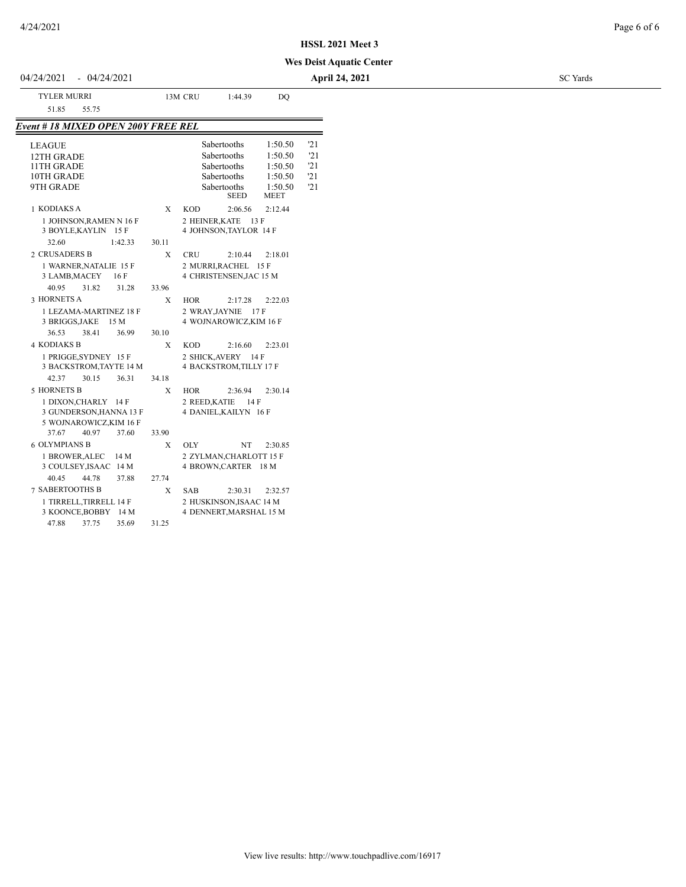HSSL 2021 Meet 3

Wes Deist Aquatic Center

04/24/2021 - 04/24/2021 | April 24, 2021 | SC Yards

| | | | |
|---|---|---|---|
| TYLER MURRI | 13M CRU | 1:44.39 | DQ |
| 51.85 55.75 | | | |

## Event # 18 MIXED OPEN 200Y FREE REL

| | | | |
|---|---|---|---|
| LEAGUE | Sabertooths | 1:50.50 | '21 |
| 12TH GRADE | Sabertooths | 1:50.50 | '21 |
| 11TH GRADE | Sabertooths | 1:50.50 | '21 |
| 10TH GRADE | Sabertooths | 1:50.50 | '21 |
| 9TH GRADE | Sabertooths | 1:50.50 | '21 |

| Team | | | SEED | MEET |
|---|---|---|---|---|
| 1 KODIAKS A | X | KOD | 2:06.56 | 2:12.44 |
| 1 JOHNSON,RAMEN N 16 F | 2 HEINER,KATE 13 F | | | |
| 3 BOYLE,KAYLIN 15 F | 4 JOHNSON,TAYLOR 14 F | | | |
| 32.60 1:42.33 30.11 | | | | |
| 2 CRUSADERS B | X | CRU | 2:10.44 | 2:18.01 |
| 1 WARNER,NATALIE 15 F | 2 MURRI,RACHEL 15 F | | | |
| 3 LAMB,MACEY 16 F | 4 CHRISTENSEN,JAC 15 M | | | |
| 40.95 31.82 31.28 33.96 | | | | |
| 3 HORNETS A | X | HOR | 2:17.28 | 2:22.03 |
| 1 LEZAMA-MARTINEZ 18 F | 2 WRAY,JAYNIE 17 F | | | |
| 3 BRIGGS,JAKE 15 M | 4 WOJNAROWICZ,KIM 16 F | | | |
| 36.53 38.41 36.99 30.10 | | | | |
| 4 KODIAKS B | X | KOD | 2:16.60 | 2:23.01 |
| 1 PRIGGE,SYDNEY 15 F | 2 SHICK,AVERY 14 F | | | |
| 3 BACKSTROM,TAYTE 14 M | 4 BACKSTROM,TILLY 17 F | | | |
| 42.37 30.15 36.31 34.18 | | | | |
| 5 HORNETS B | X | HOR | 2:36.94 | 2:30.14 |
| 1 DIXON,CHARLY 14 F | 2 REED,KATIE 14 F | | | |
| 3 GUNDERSON,HANNA 13 F | 4 DANIEL,KAILYN 16 F | | | |
| 5 WOJNAROWICZ,KIM 16 F | | | | |
| 37.67 40.97 37.60 33.90 | | | | |
| 6 OLYMPIANS B | X | OLY | NT | 2:30.85 |
| 1 BROWER,ALEC 14 M | 2 ZYLMAN,CHARLOTT 15 F | | | |
| 3 COULSEY,ISAAC 14 M | 4 BROWN,CARTER 18 M | | | |
| 40.45 44.78 37.88 27.74 | | | | |
| 7 SABERTOOTHS B | X | SAB | 2:30.31 | 2:32.57 |
| 1 TIRRELL,TIRRELL 14 F | 2 HUSKINSON,ISAAC 14 M | | | |
| 3 KOONCE,BOBBY 14 M | 4 DENNERT,MARSHAL 15 M | | | |
| 47.88 37.75 35.69 31.25 | | | | |

View live results: http://www.touchpadlive.com/16917